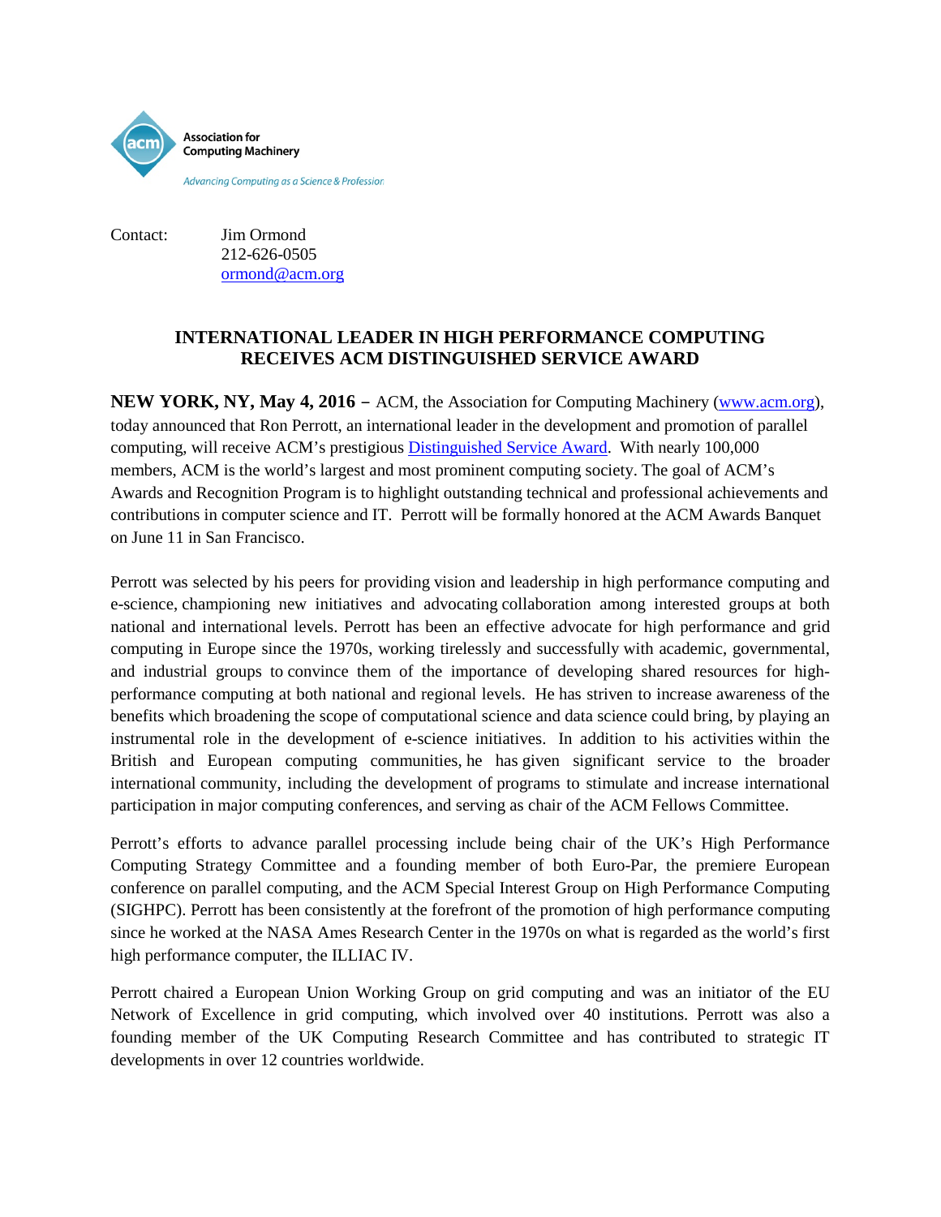Association for Computing Machinery

*Advancing Computing as a Science & Profession*

Contact: Jim Ormond
212-626-0505
ormond@acm.org

## INTERNATIONAL LEADER IN HIGH PERFORMANCE COMPUTING RECEIVES ACM DISTINGUISHED SERVICE AWARD

**NEW YORK, NY, May 4, 2016 –** ACM, the Association for Computing Machinery (www.acm.org), today announced that Ron Perrott, an international leader in the development and promotion of parallel computing, will receive ACM's prestigious Distinguished Service Award. With nearly 100,000 members, ACM is the world's largest and most prominent computing society. The goal of ACM's Awards and Recognition Program is to highlight outstanding technical and professional achievements and contributions in computer science and IT. Perrott will be formally honored at the ACM Awards Banquet on June 11 in San Francisco.

Perrott was selected by his peers for providing vision and leadership in high performance computing and e-science, championing new initiatives and advocating collaboration among interested groups at both national and international levels. Perrott has been an effective advocate for high performance and grid computing in Europe since the 1970s, working tirelessly and successfully with academic, governmental, and industrial groups to convince them of the importance of developing shared resources for high-performance computing at both national and regional levels. He has striven to increase awareness of the benefits which broadening the scope of computational science and data science could bring, by playing an instrumental role in the development of e-science initiatives. In addition to his activities within the British and European computing communities, he has given significant service to the broader international community, including the development of programs to stimulate and increase international participation in major computing conferences, and serving as chair of the ACM Fellows Committee.

Perrott's efforts to advance parallel processing include being chair of the UK's High Performance Computing Strategy Committee and a founding member of both Euro-Par, the premiere European conference on parallel computing, and the ACM Special Interest Group on High Performance Computing (SIGHPC). Perrott has been consistently at the forefront of the promotion of high performance computing since he worked at the NASA Ames Research Center in the 1970s on what is regarded as the world's first high performance computer, the ILLIAC IV.

Perrott chaired a European Union Working Group on grid computing and was an initiator of the EU Network of Excellence in grid computing, which involved over 40 institutions. Perrott was also a founding member of the UK Computing Research Committee and has contributed to strategic IT developments in over 12 countries worldwide.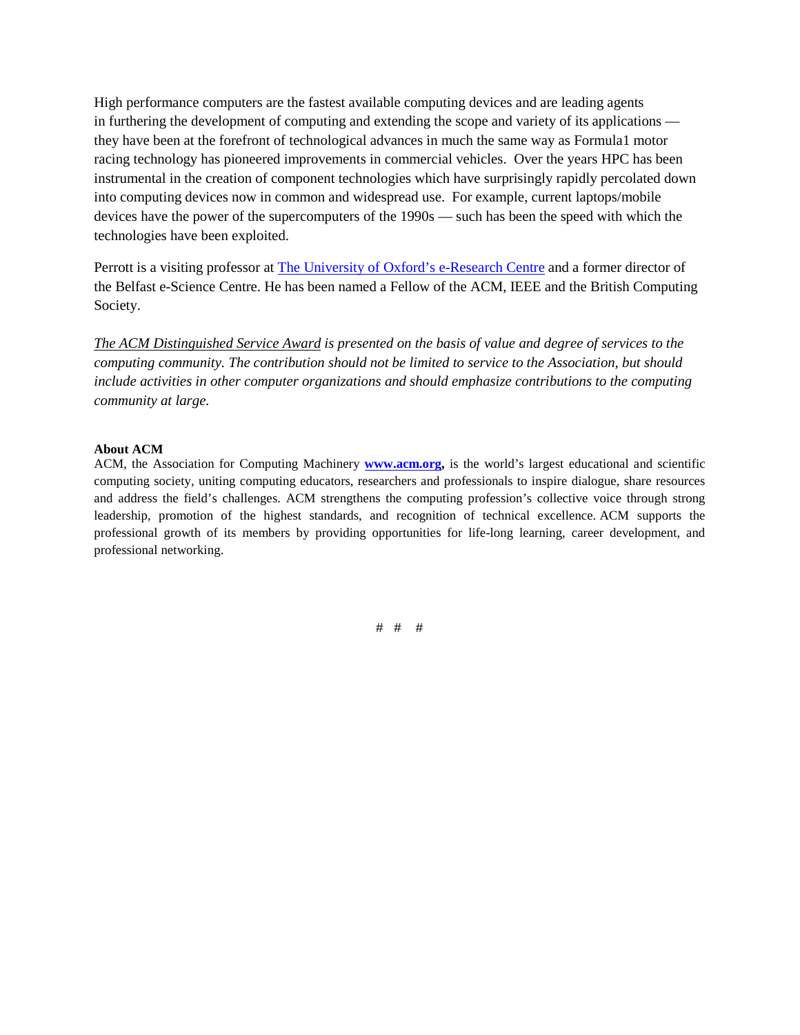High performance computers are the fastest available computing devices and are leading agents in furthering the development of computing and extending the scope and variety of its applications — they have been at the forefront of technological advances in much the same way as Formula1 motor racing technology has pioneered improvements in commercial vehicles.  Over the years HPC has been instrumental in the creation of component technologies which have surprisingly rapidly percolated down into computing devices now in common and widespread use.  For example, current laptops/mobile devices have the power of the supercomputers of the 1990s — such has been the speed with which the technologies have been exploited.

Perrott is a visiting professor at The University of Oxford's e-Research Centre and a former director of the Belfast e-Science Centre. He has been named a Fellow of the ACM, IEEE and the British Computing Society.

*The ACM Distinguished Service Award is presented on the basis of value and degree of services to the computing community. The contribution should not be limited to service to the Association, but should include activities in other computer organizations and should emphasize contributions to the computing community at large.*

**About ACM**

ACM, the Association for Computing Machinery **www.acm.org**, is the world's largest educational and scientific computing society, uniting computing educators, researchers and professionals to inspire dialogue, share resources and address the field's challenges. ACM strengthens the computing profession's collective voice through strong leadership, promotion of the highest standards, and recognition of technical excellence. ACM supports the professional growth of its members by providing opportunities for life-long learning, career development, and professional networking.

# # #